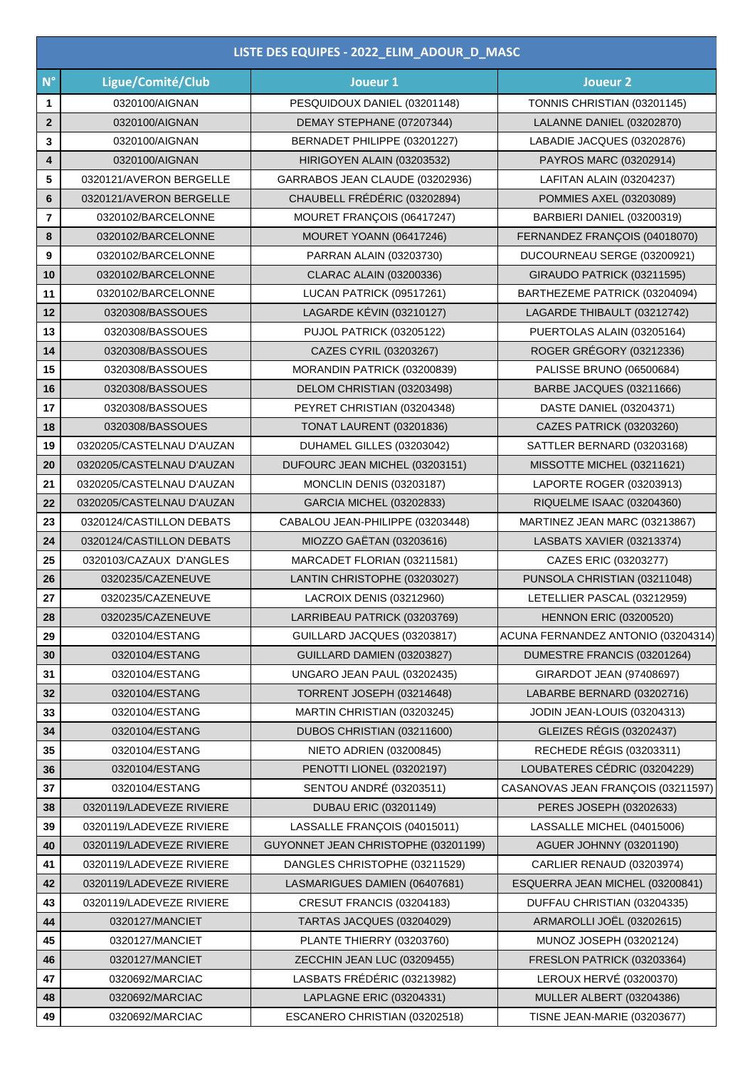| LISTE DES EQUIPES - 2022_ELIM_ADOUR_D_MASC | | | |
|---|---|---|---|
| N° | Ligue/Comité/Club | Joueur 1 | Joueur 2 |
| 1 | 0320100/AIGNAN | PESQUIDOUX DANIEL (03201148) | TONNIS CHRISTIAN (03201145) |
| 2 | 0320100/AIGNAN | DEMAY STEPHANE (07207344) | LALANNE DANIEL (03202870) |
| 3 | 0320100/AIGNAN | BERNADET PHILIPPE (03201227) | LABADIE JACQUES (03202876) |
| 4 | 0320100/AIGNAN | HIRIGOYEN ALAIN (03203532) | PAYROS MARC (03202914) |
| 5 | 0320121/AVERON BERGELLE | GARRABOS JEAN CLAUDE (03202936) | LAFITAN ALAIN (03204237) |
| 6 | 0320121/AVERON BERGELLE | CHAUBELL FRÉDÉRIC (03202894) | POMMIES AXEL (03203089) |
| 7 | 0320102/BARCELONNE | MOURET FRANÇOIS (06417247) | BARBIERI DANIEL (03200319) |
| 8 | 0320102/BARCELONNE | MOURET YOANN (06417246) | FERNANDEZ FRANÇOIS (04018070) |
| 9 | 0320102/BARCELONNE | PARRAN ALAIN (03203730) | DUCOURNEAU SERGE (03200921) |
| 10 | 0320102/BARCELONNE | CLARAC ALAIN (03200336) | GIRAUDO PATRICK (03211595) |
| 11 | 0320102/BARCELONNE | LUCAN PATRICK (09517261) | BARTHEZEME PATRICK (03204094) |
| 12 | 0320308/BASSOUES | LAGARDE KÉVIN (03210127) | LAGARDE THIBAULT (03212742) |
| 13 | 0320308/BASSOUES | PUJOL PATRICK (03205122) | PUERTOLAS ALAIN (03205164) |
| 14 | 0320308/BASSOUES | CAZES CYRIL (03203267) | ROGER GRÉGORY (03212336) |
| 15 | 0320308/BASSOUES | MORANDIN PATRICK (03200839) | PALISSE BRUNO (06500684) |
| 16 | 0320308/BASSOUES | DELOM CHRISTIAN (03203498) | BARBE JACQUES (03211666) |
| 17 | 0320308/BASSOUES | PEYRET CHRISTIAN (03204348) | DASTE DANIEL (03204371) |
| 18 | 0320308/BASSOUES | TONAT LAURENT (03201836) | CAZES PATRICK (03203260) |
| 19 | 0320205/CASTELNAU D'AUZAN | DUHAMEL GILLES (03203042) | SATTLER BERNARD (03203168) |
| 20 | 0320205/CASTELNAU D'AUZAN | DUFOURC JEAN MICHEL (03203151) | MISSOTTE MICHEL (03211621) |
| 21 | 0320205/CASTELNAU D'AUZAN | MONCLIN DENIS (03203187) | LAPORTE ROGER (03203913) |
| 22 | 0320205/CASTELNAU D'AUZAN | GARCIA MICHEL (03202833) | RIQUELME ISAAC (03204360) |
| 23 | 0320124/CASTILLON DEBATS | CABALOU JEAN-PHILIPPE (03203448) | MARTINEZ JEAN MARC (03213867) |
| 24 | 0320124/CASTILLON DEBATS | MIOZZO GAËTAN (03203616) | LASBATS XAVIER (03213374) |
| 25 | 0320103/CAZAUX D'ANGLES | MARCADET FLORIAN (03211581) | CAZES ERIC (03203277) |
| 26 | 0320235/CAZENEUVE | LANTIN CHRISTOPHE (03203027) | PUNSOLA CHRISTIAN (03211048) |
| 27 | 0320235/CAZENEUVE | LACROIX DENIS (03212960) | LETELLIER PASCAL (03212959) |
| 28 | 0320235/CAZENEUVE | LARRIBEAU PATRICK (03203769) | HENNON ERIC (03200520) |
| 29 | 0320104/ESTANG | GUILLARD JACQUES (03203817) | ACUNA FERNANDEZ ANTONIO (03204314) |
| 30 | 0320104/ESTANG | GUILLARD DAMIEN (03203827) | DUMESTRE FRANCIS (03201264) |
| 31 | 0320104/ESTANG | UNGARO JEAN PAUL (03202435) | GIRARDOT JEAN (97408697) |
| 32 | 0320104/ESTANG | TORRENT JOSEPH (03214648) | LABARBE BERNARD (03202716) |
| 33 | 0320104/ESTANG | MARTIN CHRISTIAN (03203245) | JODIN JEAN-LOUIS (03204313) |
| 34 | 0320104/ESTANG | DUBOS CHRISTIAN (03211600) | GLEIZES RÉGIS (03202437) |
| 35 | 0320104/ESTANG | NIETO ADRIEN (03200845) | RECHEDE RÉGIS (03203311) |
| 36 | 0320104/ESTANG | PENOTTI LIONEL (03202197) | LOUBATERES CÉDRIC (03204229) |
| 37 | 0320104/ESTANG | SENTOU ANDRÉ (03203511) | CASANOVAS JEAN FRANÇOIS (03211597) |
| 38 | 0320119/LADEVEZE RIVIERE | DUBAU ERIC (03201149) | PERES JOSEPH (03202633) |
| 39 | 0320119/LADEVEZE RIVIERE | LASSALLE FRANÇOIS (04015011) | LASSALLE MICHEL (04015006) |
| 40 | 0320119/LADEVEZE RIVIERE | GUYONNET JEAN CHRISTOPHE (03201199) | AGUER JOHNNY (03201190) |
| 41 | 0320119/LADEVEZE RIVIERE | DANGLES CHRISTOPHE (03211529) | CARLIER RENAUD (03203974) |
| 42 | 0320119/LADEVEZE RIVIERE | LASMARIGUES DAMIEN (06407681) | ESQUERRA JEAN MICHEL (03200841) |
| 43 | 0320119/LADEVEZE RIVIERE | CRESUT FRANCIS (03204183) | DUFFAU CHRISTIAN (03204335) |
| 44 | 0320127/MANCIET | TARTAS JACQUES (03204029) | ARMAROLLI JOËL (03202615) |
| 45 | 0320127/MANCIET | PLANTE THIERRY (03203760) | MUNOZ JOSEPH (03202124) |
| 46 | 0320127/MANCIET | ZECCHIN JEAN LUC (03209455) | FRESLON PATRICK (03203364) |
| 47 | 0320692/MARCIAC | LASBATS FRÉDÉRIC (03213982) | LEROUX HERVÉ (03200370) |
| 48 | 0320692/MARCIAC | LAPLAGNE ERIC (03204331) | MULLER ALBERT (03204386) |
| 49 | 0320692/MARCIAC | ESCANERO CHRISTIAN (03202518) | TISNE JEAN-MARIE (03203677) |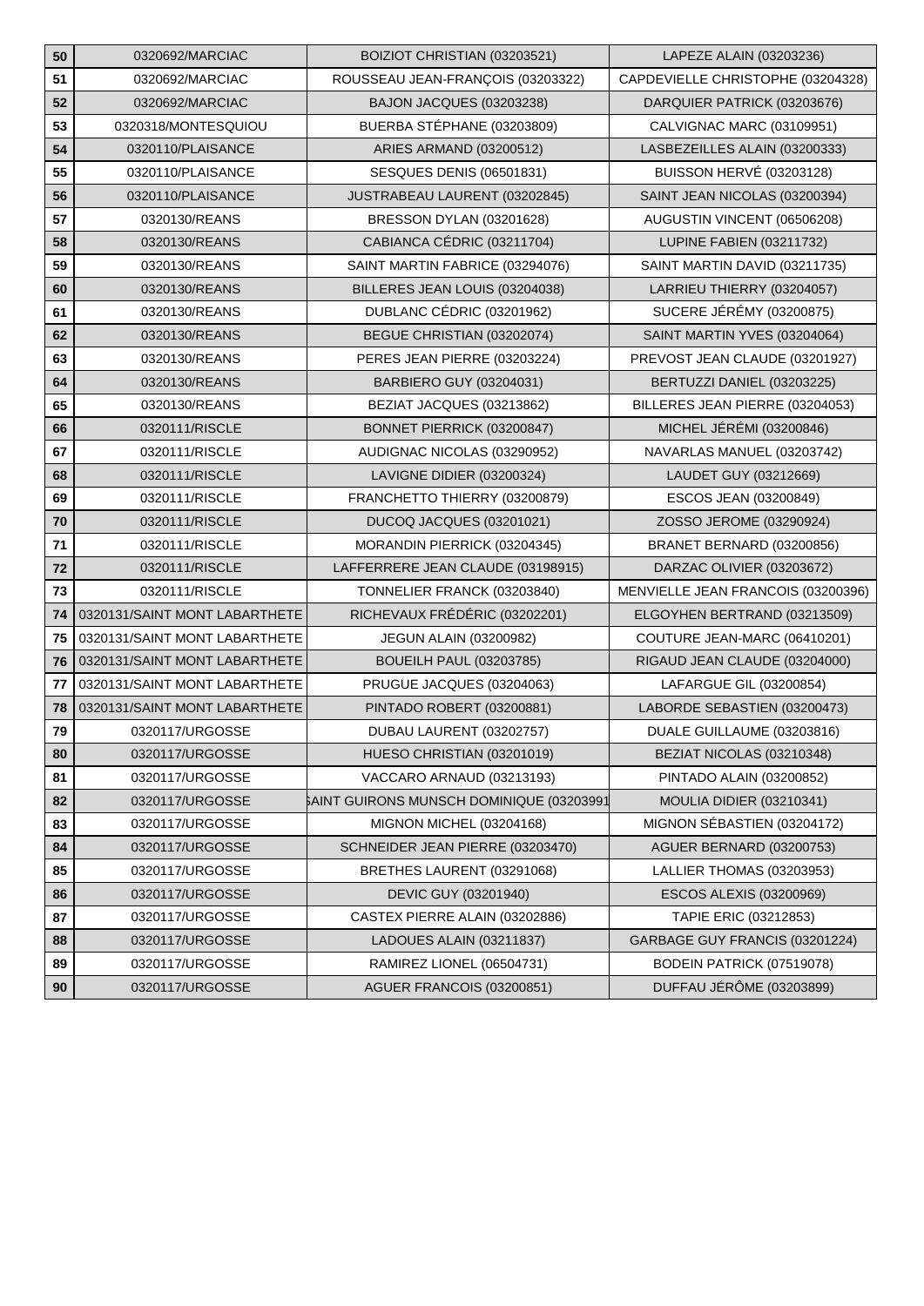| | | | |
|---|---|---|---|
| 50 | 0320692/MARCIAC | BOIZIOT CHRISTIAN (03203521) | LAPEZE ALAIN (03203236) |
| 51 | 0320692/MARCIAC | ROUSSEAU JEAN-FRANÇOIS (03203322) | CAPDEVIELLE CHRISTOPHE (03204328) |
| 52 | 0320692/MARCIAC | BAJON JACQUES (03203238) | DARQUIER PATRICK (03203676) |
| 53 | 0320318/MONTESQUIOU | BUERBA STÉPHANE (03203809) | CALVIGNAC MARC (03109951) |
| 54 | 0320110/PLAISANCE | ARIES ARMAND (03200512) | LASBEZEILLES ALAIN (03200333) |
| 55 | 0320110/PLAISANCE | SESQUES DENIS (06501831) | BUISSON HERVÉ (03203128) |
| 56 | 0320110/PLAISANCE | JUSTRABEAU LAURENT (03202845) | SAINT JEAN NICOLAS (03200394) |
| 57 | 0320130/REANS | BRESSON DYLAN (03201628) | AUGUSTIN VINCENT (06506208) |
| 58 | 0320130/REANS | CABIANCA CÉDRIC (03211704) | LUPINE FABIEN (03211732) |
| 59 | 0320130/REANS | SAINT MARTIN FABRICE (03294076) | SAINT MARTIN DAVID (03211735) |
| 60 | 0320130/REANS | BILLERES JEAN LOUIS (03204038) | LARRIEU THIERRY (03204057) |
| 61 | 0320130/REANS | DUBLANC CÉDRIC (03201962) | SUCERE JÉRÉMY (03200875) |
| 62 | 0320130/REANS | BEGUE CHRISTIAN (03202074) | SAINT MARTIN YVES (03204064) |
| 63 | 0320130/REANS | PERES JEAN PIERRE (03203224) | PREVOST JEAN CLAUDE (03201927) |
| 64 | 0320130/REANS | BARBIERO GUY (03204031) | BERTUZZI DANIEL (03203225) |
| 65 | 0320130/REANS | BEZIAT JACQUES (03213862) | BILLERES JEAN PIERRE (03204053) |
| 66 | 0320111/RISCLE | BONNET PIERRICK (03200847) | MICHEL JÉRÉMI (03200846) |
| 67 | 0320111/RISCLE | AUDIGNAC NICOLAS (03290952) | NAVARLAS MANUEL (03203742) |
| 68 | 0320111/RISCLE | LAVIGNE DIDIER (03200324) | LAUDET GUY (03212669) |
| 69 | 0320111/RISCLE | FRANCHETTO THIERRY (03200879) | ESCOS JEAN (03200849) |
| 70 | 0320111/RISCLE | DUCOQ JACQUES (03201021) | ZOSSO JEROME (03290924) |
| 71 | 0320111/RISCLE | MORANDIN PIERRICK (03204345) | BRANET BERNARD (03200856) |
| 72 | 0320111/RISCLE | LAFFERRERE JEAN CLAUDE (03198915) | DARZAC OLIVIER (03203672) |
| 73 | 0320111/RISCLE | TONNELIER FRANCK (03203840) | MENVIELLE JEAN FRANCOIS (03200396) |
| 74 | 0320131/SAINT MONT LABARTHETE | RICHEVAUX FRÉDÉRIC (03202201) | ELGOYHEN BERTRAND (03213509) |
| 75 | 0320131/SAINT MONT LABARTHETE | JEGUN ALAIN (03200982) | COUTURE JEAN-MARC (06410201) |
| 76 | 0320131/SAINT MONT LABARTHETE | BOUEILH PAUL (03203785) | RIGAUD JEAN CLAUDE (03204000) |
| 77 | 0320131/SAINT MONT LABARTHETE | PRUGUE JACQUES (03204063) | LAFARGUE GIL (03200854) |
| 78 | 0320131/SAINT MONT LABARTHETE | PINTADO ROBERT (03200881) | LABORDE SEBASTIEN (03200473) |
| 79 | 0320117/URGOSSE | DUBAU LAURENT (03202757) | DUALE GUILLAUME (03203816) |
| 80 | 0320117/URGOSSE | HUESO CHRISTIAN (03201019) | BEZIAT NICOLAS (03210348) |
| 81 | 0320117/URGOSSE | VACCARO ARNAUD (03213193) | PINTADO ALAIN (03200852) |
| 82 | 0320117/URGOSSE | SAINT GUIRONS MUNSCH DOMINIQUE (03203991 | MOULIA DIDIER (03210341) |
| 83 | 0320117/URGOSSE | MIGNON MICHEL (03204168) | MIGNON SÉBASTIEN (03204172) |
| 84 | 0320117/URGOSSE | SCHNEIDER JEAN PIERRE (03203470) | AGUER BERNARD (03200753) |
| 85 | 0320117/URGOSSE | BRETHES LAURENT (03291068) | LALLIER THOMAS (03203953) |
| 86 | 0320117/URGOSSE | DEVIC GUY (03201940) | ESCOS ALEXIS (03200969) |
| 87 | 0320117/URGOSSE | CASTEX PIERRE ALAIN (03202886) | TAPIE ERIC (03212853) |
| 88 | 0320117/URGOSSE | LADOUES ALAIN (03211837) | GARBAGE GUY FRANCIS (03201224) |
| 89 | 0320117/URGOSSE | RAMIREZ LIONEL (06504731) | BODEIN PATRICK (07519078) |
| 90 | 0320117/URGOSSE | AGUER FRANCOIS (03200851) | DUFFAU JÉRÔME (03203899) |